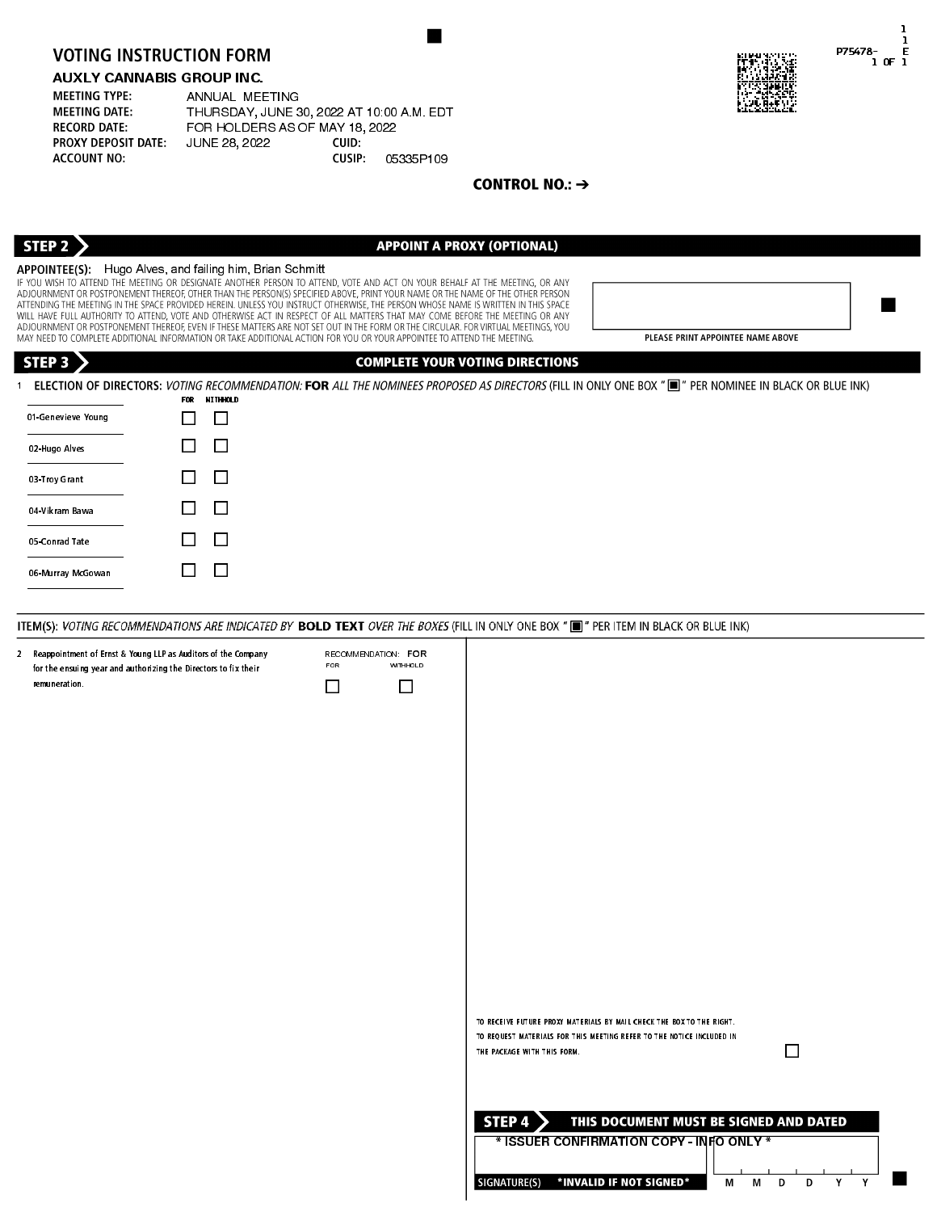# VOTING INSTRUCTION FORM

## AUXLY CANNABIS GROUP INC.

| | |
|---|---|
| **MEETING TYPE:** | ANNUAL MEETING |
| **MEETING DATE:** | THURSDAY, JUNE 30, 2022 AT 10:00 A.M. EDT |
| **RECORD DATE:** | FOR HOLDERS AS OF MAY 18, 2022 |
| **PROXY DEPOSIT DATE:** | JUNE 28, 2022 **CUID:** |
| **ACCOUNT NO:** | **CUSIP:** 05335P109 |

P75478- E
1 OF 1

**CONTROL NO.:** ➔

## STEP 2 — APPOINT A PROXY (OPTIONAL)

**APPOINTEE(S):** Hugo Alves, and failing him, Brian Schmitt

IF YOU WISH TO ATTEND THE MEETING OR DESIGNATE ANOTHER PERSON TO ATTEND, VOTE AND ACT ON YOUR BEHALF AT THE MEETING, OR ANY ADJOURNMENT OR POSTPONEMENT THEREOF, OTHER THAN THE PERSON(S) SPECIFIED ABOVE, PRINT YOUR NAME OR THE NAME OF THE OTHER PERSON ATTENDING THE MEETING IN THE SPACE PROVIDED HEREIN. UNLESS YOU INSTRUCT OTHERWISE, THE PERSON WHOSE NAME IS WRITTEN IN THIS SPACE WILL HAVE FULL AUTHORITY TO ATTEND, VOTE AND OTHERWISE ACT IN RESPECT OF ALL MATTERS THAT MAY COME BEFORE THE MEETING OR ANY ADJOURNMENT OR POSTPONEMENT THEREOF, EVEN IF THESE MATTERS ARE NOT SET OUT IN THE FORM OR THE CIRCULAR. FOR VIRTUAL MEETINGS, YOU MAY NEED TO COMPLETE ADDITIONAL INFORMATION OR TAKE ADDITIONAL ACTION FOR YOU OR YOUR APPOINTEE TO ATTEND THE MEETING.

PLEASE PRINT APPOINTEE NAME ABOVE

## STEP 3 — COMPLETE YOUR VOTING DIRECTIONS

1 **ELECTION OF DIRECTORS:** *VOTING RECOMMENDATION:* **FOR** *ALL THE NOMINEES PROPOSED AS DIRECTORS* (FILL IN ONLY ONE BOX "■" PER NOMINEE IN BLACK OR BLUE INK)

| | FOR | WITHHOLD |
|---|---|---|
| 01-Genevieve Young | ☐ | ☐ |
| 02-Hugo Alves | ☐ | ☐ |
| 03-Troy Grant | ☐ | ☐ |
| 04-Vikram Bawa | ☐ | ☐ |
| 05-Conrad Tate | ☐ | ☐ |
| 06-Murray McGowan | ☐ | ☐ |

**ITEM(S):** *VOTING RECOMMENDATIONS ARE INDICATED BY* **BOLD TEXT** *OVER THE BOXES* (FILL IN ONLY ONE BOX "■" PER ITEM IN BLACK OR BLUE INK)

| | RECOMMENDATION: **FOR** | |
|---|---|---|
| | FOR | WITHHOLD |
| 2 Reappointment of Ernst & Young LLP as Auditors of the Company for the ensuing year and authorizing the Directors to fix their remuneration. | ☐ | ☐ |

TO RECEIVE FUTURE PROXY MATERIALS BY MAIL CHECK THE BOX TO THE RIGHT. TO REQUEST MATERIALS FOR THIS MEETING REFER TO THE NOTICE INCLUDED IN THE PACKAGE WITH THIS FORM. ☐

## STEP 4 — THIS DOCUMENT MUST BE SIGNED AND DATED

\* ISSUER CONFIRMATION COPY - INFO ONLY \*

SIGNATURE(S) \*INVALID IF NOT SIGNED\* M M D D Y Y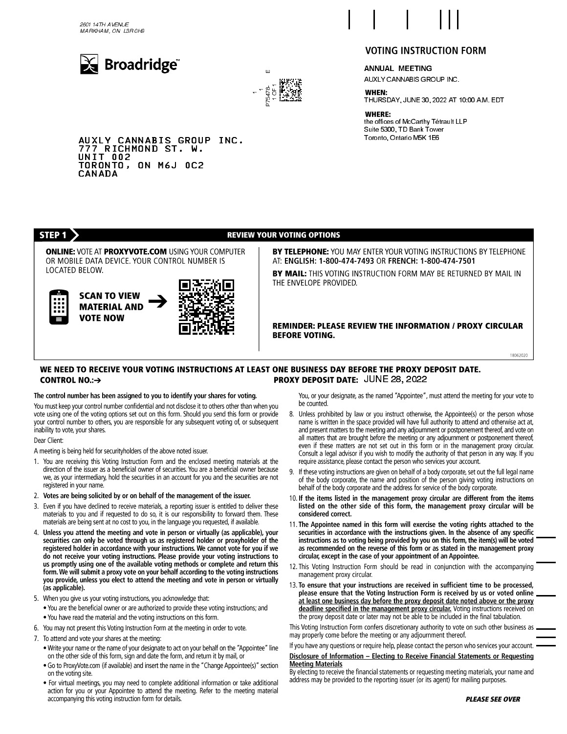2601 14TH AVENUE
MARKHAM, ON L3R 0H9

Broadridge™

# VOTING INSTRUCTION FORM

**ANNUAL MEETING**

AUXLY CANNABIS GROUP INC.

**WHEN:**
THURSDAY, JUNE 30, 2022 AT 10:00 A.M. EDT

**WHERE:**
the offices of McCarthy Tétrault LLP
Suite 5300, TD Bank Tower
Toronto, Ontario M5K 1E6

AUXLY CANNABIS GROUP INC.
777 RICHMOND ST. W.
UNIT 002
TORONTO, ON M6J 0C2
CANADA

## STEP 1 — REVIEW YOUR VOTING OPTIONS

**ONLINE:** VOTE AT **PROXYVOTE.COM** USING YOUR COMPUTER OR MOBILE DATA DEVICE. YOUR CONTROL NUMBER IS LOCATED BELOW.

**SCAN TO VIEW MATERIAL AND VOTE NOW** →

**BY TELEPHONE:** YOU MAY ENTER YOUR VOTING INSTRUCTIONS BY TELEPHONE AT: **ENGLISH: 1-800-474-7493** OR **FRENCH: 1-800-474-7501**

**BY MAIL:** THIS VOTING INSTRUCTION FORM MAY BE RETURNED BY MAIL IN THE ENVELOPE PROVIDED.

**REMINDER: PLEASE REVIEW THE INFORMATION / PROXY CIRCULAR BEFORE VOTING.**

18062020

**WE NEED TO RECEIVE YOUR VOTING INSTRUCTIONS AT LEAST ONE BUSINESS DAY BEFORE THE PROXY DEPOSIT DATE.**

**CONTROL NO.:→**

**PROXY DEPOSIT DATE:** JUNE 28, 2022

**The control number has been assigned to you to identify your shares for voting.**

You must keep your control number confidential and not disclose it to others other than when you vote using one of the voting options set out on this form. Should you send this form or provide your control number to others, you are responsible for any subsequent voting of, or subsequent inability to vote, your shares.

Dear Client:

A meeting is being held for securityholders of the above noted issuer.

1. You are receiving this Voting Instruction Form and the enclosed meeting materials at the direction of the issuer as a beneficial owner of securities. You are a beneficial owner because we, as your intermediary, hold the securities in an account for you and the securities are not registered in your name.
2. **Votes are being solicited by or on behalf of the management of the issuer.**
3. Even if you have declined to receive materials, a reporting issuer is entitled to deliver these materials to you and if requested to do so, it is our responsibility to forward them. These materials are being sent at no cost to you, in the language you requested, if available.
4. **Unless you attend the meeting and vote in person or virtually (as applicable), your securities can only be voted through us as registered holder or proxyholder of the registered holder in accordance with your instructions. We cannot vote for you if we do not receive your voting instructions. Please provide your voting instructions to us promptly using one of the available voting methods or complete and return this form. We will submit a proxy vote on your behalf according to the voting instructions you provide, unless you elect to attend the meeting and vote in person or virtually (as applicable).**
5. When you give us your voting instructions, you acknowledge that:
   - You are the beneficial owner or are authorized to provide these voting instructions; and
   - You have read the material and the voting instructions on this form.
6. You may not present this Voting Instruction Form at the meeting in order to vote.
7. To attend and vote your shares at the meeting:
   - Write your name or the name of your designate to act on your behalf on the "Appointee" line on the other side of this form, sign and date the form, and return it by mail, or
   - Go to ProxyVote.com (if available) and insert the name in the "Change Appointee(s)" section on the voting site.
   - For virtual meetings, you may need to complete additional information or take additional action for you or your Appointee to attend the meeting. Refer to the meeting material accompanying this voting instruction form for details.

   You, or your designate, as the named "Appointee", must attend the meeting for your vote to be counted.
8. Unless prohibited by law or you instruct otherwise, the Appointee(s) or the person whose name is written in the space provided will have full authority to attend and otherwise act at, and present matters to the meeting and any adjournment or postponement thereof, and vote on all matters that are brought before the meeting or any adjournment or postponement thereof, even if these matters are not set out in this form or in the management proxy circular. Consult a legal advisor if you wish to modify the authority of that person in any way. If you require assistance, please contact the person who services your account.
9. If these voting instructions are given on behalf of a body corporate, set out the full legal name of the body corporate, the name and position of the person giving voting instructions on behalf of the body corporate and the address for service of the body corporate.
10. **If the items listed in the management proxy circular are different from the items listed on the other side of this form, the management proxy circular will be considered correct.**
11. **The Appointee named in this form will exercise the voting rights attached to the securities in accordance with the instructions given. In the absence of any specific instructions as to voting being provided by you on this form, the item(s) will be voted as recommended on the reverse of this form or as stated in the management proxy circular, except in the case of your appointment of an Appointee.**
12. This Voting Instruction Form should be read in conjunction with the accompanying management proxy circular.
13. **To ensure that your instructions are received in sufficient time to be processed, please ensure that the Voting Instruction Form is received by us or voted online <u>at least one business day before the proxy deposit date noted above or the proxy deadline specified in the management proxy circular.</u>** Voting instructions received on the proxy deposit date or later may not be able to be included in the final tabulation.

This Voting Instruction Form confers discretionary authority to vote on such other business as may properly come before the meeting or any adjournment thereof.

If you have any questions or require help, please contact the person who services your account.

**<u>Disclosure of Information – Electing to Receive Financial Statements or Requesting Meeting Materials</u>**

By electing to receive the financial statements or requesting meeting materials, your name and address may be provided to the reporting issuer (or its agent) for mailing purposes.

***PLEASE SEE OVER***